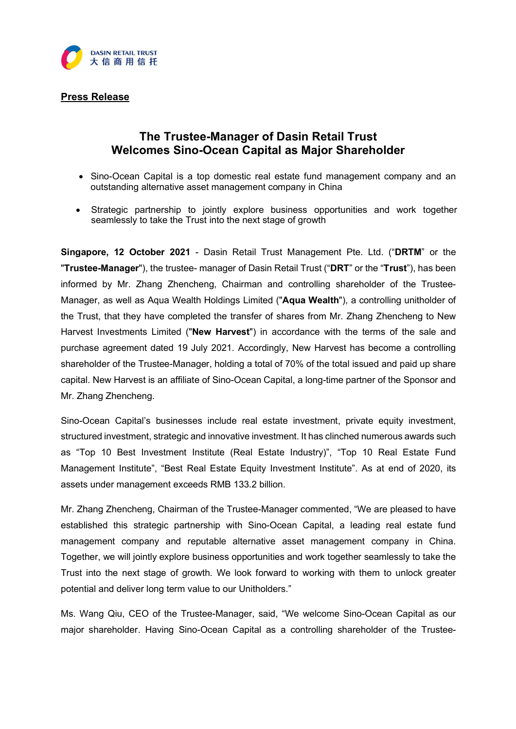DASIN RETAIL TRUST
大信商用信托

**Press Release**

# The Trustee-Manager of Dasin Retail Trust Welcomes Sino-Ocean Capital as Major Shareholder

- Sino-Ocean Capital is a top domestic real estate fund management company and an outstanding alternative asset management company in China
- Strategic partnership to jointly explore business opportunities and work together seamlessly to take the Trust into the next stage of growth

**Singapore, 12 October 2021** - Dasin Retail Trust Management Pte. Ltd. ("**DRTM**" or the "**Trustee-Manager**"), the trustee- manager of Dasin Retail Trust ("**DRT**" or the "**Trust**"), has been informed by Mr. Zhang Zhencheng, Chairman and controlling shareholder of the Trustee-Manager, as well as Aqua Wealth Holdings Limited ("**Aqua Wealth**"), a controlling unitholder of the Trust, that they have completed the transfer of shares from Mr. Zhang Zhencheng to New Harvest Investments Limited ("**New Harvest**") in accordance with the terms of the sale and purchase agreement dated 19 July 2021. Accordingly, New Harvest has become a controlling shareholder of the Trustee-Manager, holding a total of 70% of the total issued and paid up share capital. New Harvest is an affiliate of Sino-Ocean Capital, a long-time partner of the Sponsor and Mr. Zhang Zhencheng.

Sino-Ocean Capital's businesses include real estate investment, private equity investment, structured investment, strategic and innovative investment. It has clinched numerous awards such as "Top 10 Best Investment Institute (Real Estate Industry)", "Top 10 Real Estate Fund Management Institute", "Best Real Estate Equity Investment Institute". As at end of 2020, its assets under management exceeds RMB 133.2 billion.

Mr. Zhang Zhencheng, Chairman of the Trustee-Manager commented, "We are pleased to have established this strategic partnership with Sino-Ocean Capital, a leading real estate fund management company and reputable alternative asset management company in China. Together, we will jointly explore business opportunities and work together seamlessly to take the Trust into the next stage of growth. We look forward to working with them to unlock greater potential and deliver long term value to our Unitholders."

Ms. Wang Qiu, CEO of the Trustee-Manager, said, "We welcome Sino-Ocean Capital as our major shareholder. Having Sino-Ocean Capital as a controlling shareholder of the Trustee-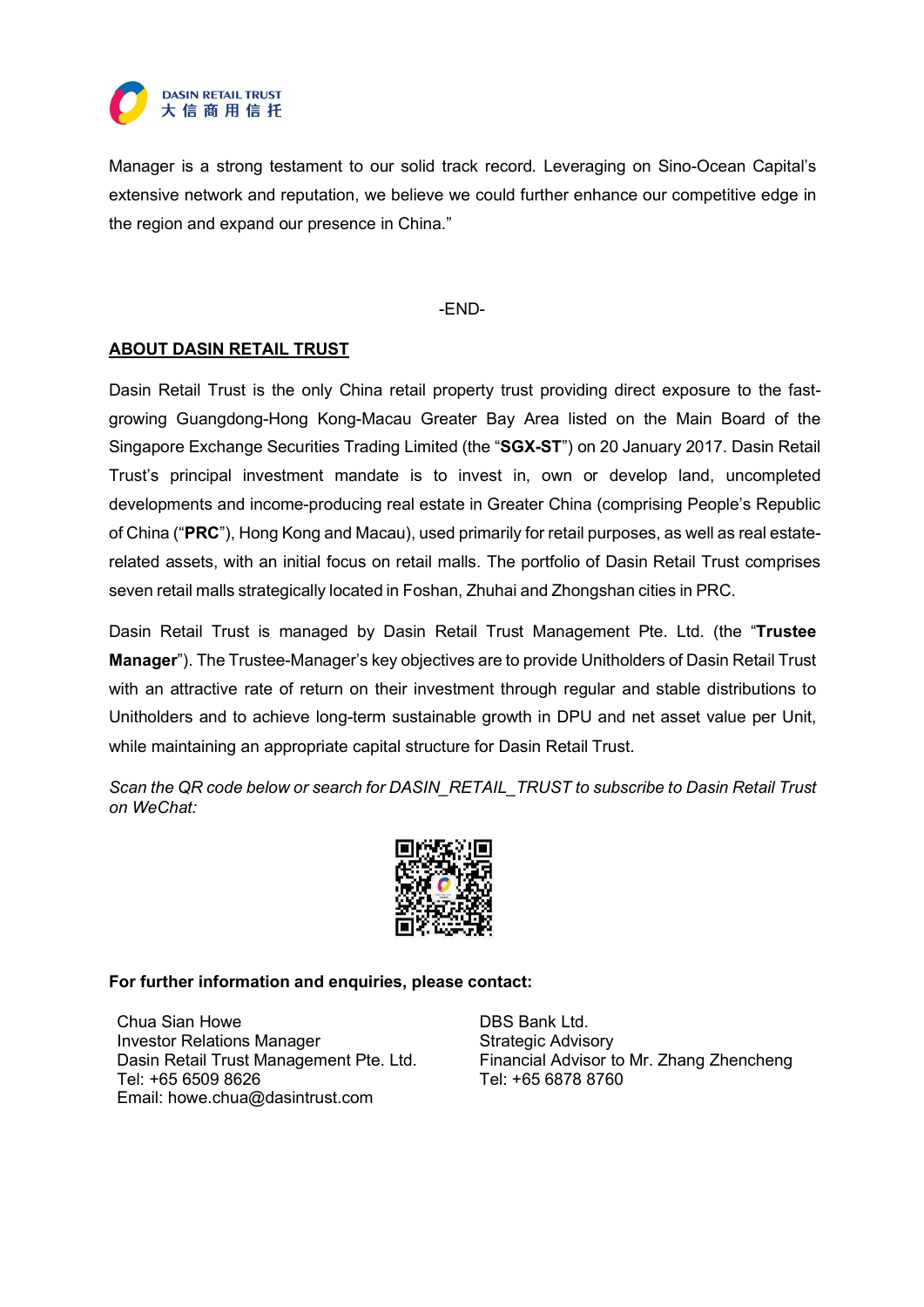Manager is a strong testament to our solid track record. Leveraging on Sino-Ocean Capital's extensive network and reputation, we believe we could further enhance our competitive edge in the region and expand our presence in China."

-END-

## ABOUT DASIN RETAIL TRUST

Dasin Retail Trust is the only China retail property trust providing direct exposure to the fast-growing Guangdong-Hong Kong-Macau Greater Bay Area listed on the Main Board of the Singapore Exchange Securities Trading Limited (the "**SGX-ST**") on 20 January 2017. Dasin Retail Trust's principal investment mandate is to invest in, own or develop land, uncompleted developments and income-producing real estate in Greater China (comprising People's Republic of China ("**PRC**"), Hong Kong and Macau), used primarily for retail purposes, as well as real estate-related assets, with an initial focus on retail malls. The portfolio of Dasin Retail Trust comprises seven retail malls strategically located in Foshan, Zhuhai and Zhongshan cities in PRC.

Dasin Retail Trust is managed by Dasin Retail Trust Management Pte. Ltd. (the "**Trustee Manager**"). The Trustee-Manager's key objectives are to provide Unitholders of Dasin Retail Trust with an attractive rate of return on their investment through regular and stable distributions to Unitholders and to achieve long-term sustainable growth in DPU and net asset value per Unit, while maintaining an appropriate capital structure for Dasin Retail Trust.

*Scan the QR code below or search for DASIN_RETAIL_TRUST to subscribe to Dasin Retail Trust on WeChat:*

**For further information and enquiries, please contact:**

Chua Sian Howe
Investor Relations Manager
Dasin Retail Trust Management Pte. Ltd.
Tel: +65 6509 8626
Email: howe.chua@dasintrust.com

DBS Bank Ltd.
Strategic Advisory
Financial Advisor to Mr. Zhang Zhencheng
Tel: +65 6878 8760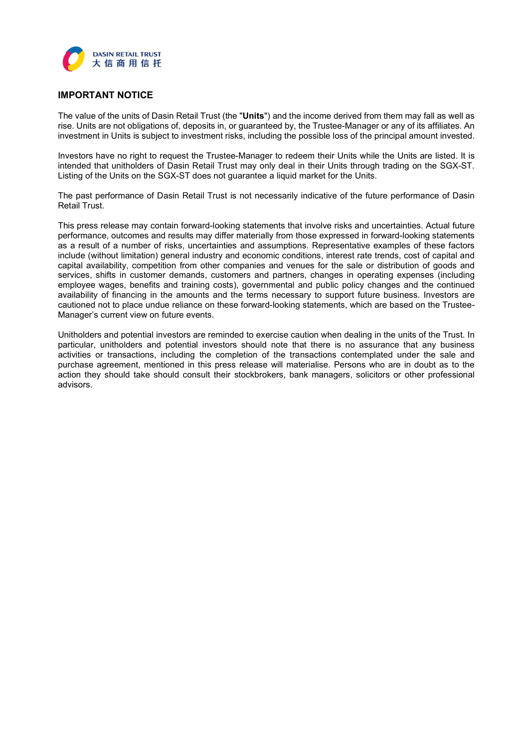DASIN RETAIL TRUST
大信商用信托

## IMPORTANT NOTICE

The value of the units of Dasin Retail Trust (the "**Units**") and the income derived from them may fall as well as rise. Units are not obligations of, deposits in, or guaranteed by, the Trustee-Manager or any of its affiliates. An investment in Units is subject to investment risks, including the possible loss of the principal amount invested.

Investors have no right to request the Trustee-Manager to redeem their Units while the Units are listed. It is intended that unitholders of Dasin Retail Trust may only deal in their Units through trading on the SGX-ST. Listing of the Units on the SGX-ST does not guarantee a liquid market for the Units.

The past performance of Dasin Retail Trust is not necessarily indicative of the future performance of Dasin Retail Trust.

This press release may contain forward-looking statements that involve risks and uncertainties. Actual future performance, outcomes and results may differ materially from those expressed in forward-looking statements as a result of a number of risks, uncertainties and assumptions. Representative examples of these factors include (without limitation) general industry and economic conditions, interest rate trends, cost of capital and capital availability, competition from other companies and venues for the sale or distribution of goods and services, shifts in customer demands, customers and partners, changes in operating expenses (including employee wages, benefits and training costs), governmental and public policy changes and the continued availability of financing in the amounts and the terms necessary to support future business. Investors are cautioned not to place undue reliance on these forward-looking statements, which are based on the Trustee-Manager's current view on future events.

Unitholders and potential investors are reminded to exercise caution when dealing in the units of the Trust. In particular, unitholders and potential investors should note that there is no assurance that any business activities or transactions, including the completion of the transactions contemplated under the sale and purchase agreement, mentioned in this press release will materialise. Persons who are in doubt as to the action they should take should consult their stockbrokers, bank managers, solicitors or other professional advisors.